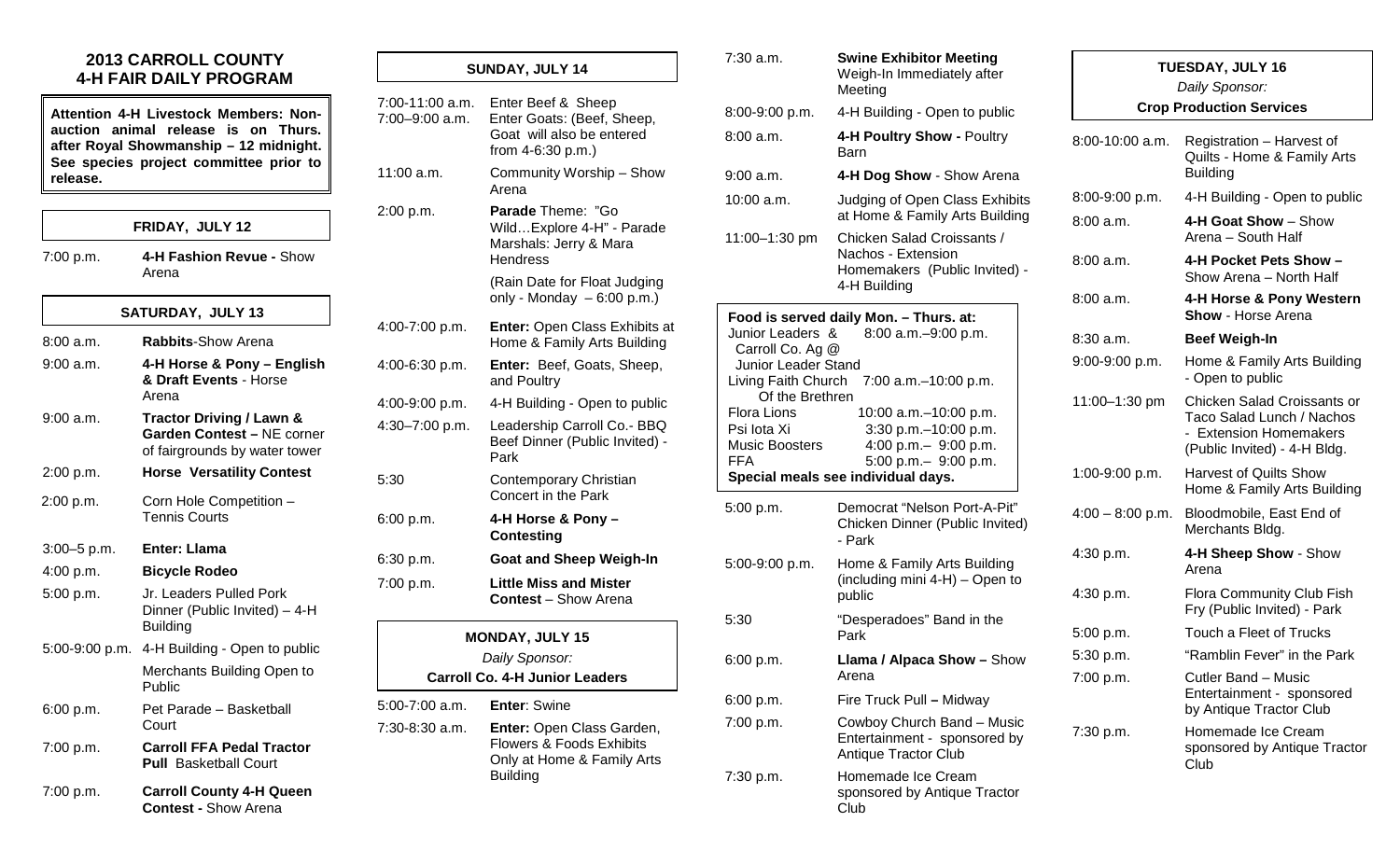# 2013 CARROLL COUNTY 4-H FAIR DAILY PROGRAM

**Attention 4-H Livestock Members: Non-auction animal release is on Thurs. after Royal Showmanship – 12 midnight. See species project committee prior to release.**

## FRIDAY, JULY 12

| | |
|---|---|
| 7:00 p.m. | **4-H Fashion Revue -** Show Arena |

## SATURDAY, JULY 13

| | |
|---|---|
| 8:00 a.m. | **Rabbits**-Show Arena |
| 9:00 a.m. | **4-H Horse & Pony – English & Draft Events** - Horse Arena |
| 9:00 a.m. | **Tractor Driving / Lawn & Garden Contest –** NE corner of fairgrounds by water tower |
| 2:00 p.m. | **Horse Versatility Contest** |
| 2:00 p.m. | Corn Hole Competition – Tennis Courts |
| 3:00–5 p.m. | **Enter: Llama** |
| 4:00 p.m. | **Bicycle Rodeo** |
| 5:00 p.m. | Jr. Leaders Pulled Pork Dinner (Public Invited) – 4-H Building |
| 5:00-9:00 p.m. | 4-H Building - Open to public |
| | Merchants Building Open to Public |
| 6:00 p.m. | Pet Parade – Basketball Court |
| 7:00 p.m. | **Carroll FFA Pedal Tractor Pull** Basketball Court |
| 7:00 p.m. | **Carroll County 4-H Queen Contest -** Show Arena |

## SUNDAY, JULY 14

| | |
|---|---|
| 7:00-11:00 a.m. | Enter Beef & Sheep |
| 7:00–9:00 a.m. | Enter Goats: (Beef, Sheep, Goat will also be entered from 4-6:30 p.m.) |
| 11:00 a.m. | Community Worship – Show Arena |
| 2:00 p.m. | **Parade** Theme: "Go Wild…Explore 4-H" - Parade Marshals: Jerry & Mara Hendress<br>(Rain Date for Float Judging only - Monday – 6:00 p.m.) |
| 4:00-7:00 p.m. | **Enter:** Open Class Exhibits at Home & Family Arts Building |
| 4:00-6:30 p.m. | **Enter:** Beef, Goats, Sheep, and Poultry |
| 4:00-9:00 p.m. | 4-H Building - Open to public |
| 4:30–7:00 p.m. | Leadership Carroll Co.- BBQ Beef Dinner (Public Invited) - Park |
| 5:30 | Contemporary Christian Concert in the Park |
| 6:00 p.m. | **4-H Horse & Pony – Contesting** |
| 6:30 p.m. | **Goat and Sheep Weigh-In** |
| 7:00 p.m. | **Little Miss and Mister Contest** – Show Arena |

## MONDAY, JULY 15

*Daily Sponsor:*

**Carroll Co. 4-H Junior Leaders**

| | |
|---|---|
| 5:00-7:00 a.m. | **Enter**: Swine |
| 7:30-8:30 a.m. | **Enter:** Open Class Garden, Flowers & Foods Exhibits Only at Home & Family Arts Building |
| 7:30 a.m. | **Swine Exhibitor Meeting** Weigh-In Immediately after Meeting |
| 8:00-9:00 p.m. | 4-H Building - Open to public |
| 8:00 a.m. | **4-H Poultry Show -** Poultry Barn |
| 9:00 a.m. | **4-H Dog Show** - Show Arena |
| 10:00 a.m. | Judging of Open Class Exhibits at Home & Family Arts Building |
| 11:00–1:30 pm | Chicken Salad Croissants / Nachos - Extension Homemakers (Public Invited) - 4-H Building |

**Food is served daily Mon. – Thurs. at:**

| | |
|---|---|
| Junior Leaders & Carroll Co. Ag @ Junior Leader Stand | 8:00 a.m.–9:00 p.m. |
| Living Faith Church Of the Brethren | 7:00 a.m.–10:00 p.m. |
| Flora Lions | 10:00 a.m.–10:00 p.m. |
| Psi Iota Xi | 3:30 p.m.–10:00 p.m. |
| Music Boosters | 4:00 p.m.– 9:00 p.m. |
| FFA | 5:00 p.m.– 9:00 p.m. |

**Special meals see individual days.**

| | |
|---|---|
| 5:00 p.m. | Democrat "Nelson Port-A-Pit" Chicken Dinner (Public Invited) - Park |
| 5:00-9:00 p.m. | Home & Family Arts Building (including mini 4-H) – Open to public |
| 5:30 | "Desperadoes" Band in the Park |
| 6:00 p.m. | **Llama / Alpaca Show –** Show Arena |
| 6:00 p.m. | Fire Truck Pull **–** Midway |
| 7:00 p.m. | Cowboy Church Band – Music Entertainment - sponsored by Antique Tractor Club |
| 7:30 p.m. | Homemade Ice Cream sponsored by Antique Tractor Club |

## TUESDAY, JULY 16

*Daily Sponsor:*

**Crop Production Services**

| | |
|---|---|
| 8:00-10:00 a.m. | Registration – Harvest of Quilts - Home & Family Arts Building |
| 8:00-9:00 p.m. | 4-H Building - Open to public |
| 8:00 a.m. | **4-H Goat Show** – Show Arena – South Half |
| 8:00 a.m. | **4-H Pocket Pets Show –** Show Arena – North Half |
| 8:00 a.m. | **4-H Horse & Pony Western Show** - Horse Arena |
| 8:30 a.m. | **Beef Weigh-In** |
| 9:00-9:00 p.m. | Home & Family Arts Building - Open to public |
| 11:00–1:30 pm | Chicken Salad Croissants or Taco Salad Lunch / Nachos - Extension Homemakers (Public Invited) - 4-H Bldg. |
| 1:00-9:00 p.m. | Harvest of Quilts Show Home & Family Arts Building |
| 4:00 – 8:00 p.m. | Bloodmobile, East End of Merchants Bldg. |
| 4:30 p.m. | **4-H Sheep Show** - Show Arena |
| 4:30 p.m. | Flora Community Club Fish Fry (Public Invited) - Park |
| 5:00 p.m. | Touch a Fleet of Trucks |
| 5:30 p.m. | "Ramblin Fever" in the Park |
| 7:00 p.m. | Cutler Band – Music Entertainment - sponsored by Antique Tractor Club |
| 7:30 p.m. | Homemade Ice Cream sponsored by Antique Tractor Club |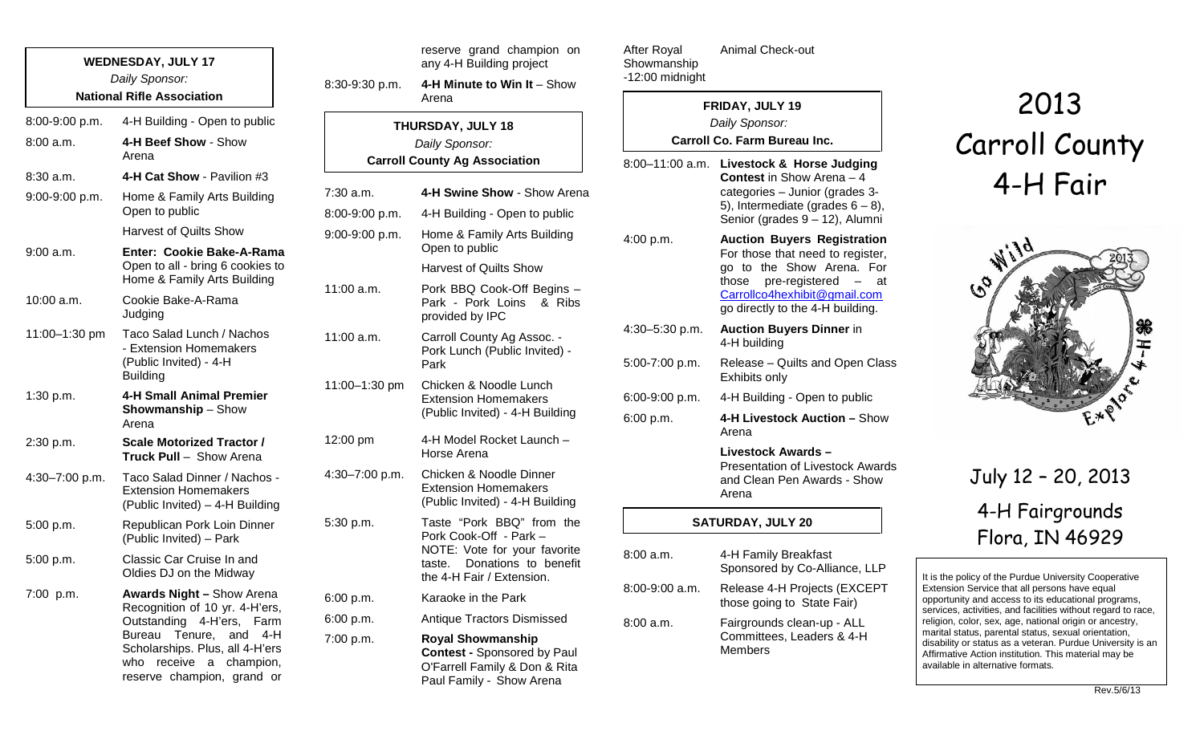### WEDNESDAY, JULY 17

*Daily Sponsor:*

**National Rifle Association**

| | |
|---|---|
| 8:00-9:00 p.m. | 4-H Building - Open to public |
| 8:00 a.m. | **4-H Beef Show** - Show Arena |
| 8:30 a.m. | **4-H Cat Show** - Pavilion #3 |
| 9:00-9:00 p.m. | Home & Family Arts Building Open to public |
| | Harvest of Quilts Show |
| 9:00 a.m. | **Enter: Cookie Bake-A-Rama** Open to all - bring 6 cookies to Home & Family Arts Building |
| 10:00 a.m. | Cookie Bake-A-Rama Judging |
| 11:00–1:30 pm | Taco Salad Lunch / Nachos - Extension Homemakers (Public Invited) - 4-H Building |
| 1:30 p.m. | **4-H Small Animal Premier Showmanship** – Show Arena |
| 2:30 p.m. | **Scale Motorized Tractor / Truck Pull** – Show Arena |
| 4:30–7:00 p.m. | Taco Salad Dinner / Nachos - Extension Homemakers (Public Invited) – 4-H Building |
| 5:00 p.m. | Republican Pork Loin Dinner (Public Invited) – Park |
| 5:00 p.m. | Classic Car Cruise In and Oldies DJ on the Midway |
| 7:00 p.m. | **Awards Night –** Show Arena Recognition of 10 yr. 4-H'ers, Outstanding 4-H'ers, Farm Bureau Tenure, and 4-H Scholarships. Plus, all 4-H'ers who receive a champion, reserve champion, grand or reserve grand champion on any 4-H Building project |
| 8:30-9:30 p.m. | **4-H Minute to Win It** – Show Arena |

### THURSDAY, JULY 18

*Daily Sponsor:*

**Carroll County Ag Association**

| | |
|---|---|
| 7:30 a.m. | **4-H Swine Show** - Show Arena |
| 8:00-9:00 p.m. | 4-H Building - Open to public |
| 9:00-9:00 p.m. | Home & Family Arts Building Open to public |
| | Harvest of Quilts Show |
| 11:00 a.m. | Pork BBQ Cook-Off Begins – Park - Pork Loins & Ribs provided by IPC |
| 11:00 a.m. | Carroll County Ag Assoc. - Pork Lunch (Public Invited) - Park |
| 11:00–1:30 pm | Chicken & Noodle Lunch Extension Homemakers (Public Invited) - 4-H Building |
| 12:00 pm | 4-H Model Rocket Launch – Horse Arena |
| 4:30–7:00 p.m. | Chicken & Noodle Dinner Extension Homemakers (Public Invited) - 4-H Building |
| 5:30 p.m. | Taste "Pork BBQ" from the Pork Cook-Off - Park – NOTE: Vote for your favorite taste. Donations to benefit the 4-H Fair / Extension. |
| 6:00 p.m. | Karaoke in the Park |
| 6:00 p.m. | Antique Tractors Dismissed |
| 7:00 p.m. | **Royal Showmanship Contest -** Sponsored by Paul O'Farrell Family & Don & Rita Paul Family - Show Arena |
| After Royal Showmanship -12:00 midnight | Animal Check-out |

### FRIDAY, JULY 19

*Daily Sponsor:*

**Carroll Co. Farm Bureau Inc.**

| | |
|---|---|
| 8:00–11:00 a.m. | **Livestock & Horse Judging Contest** in Show Arena – 4 categories – Junior (grades 3-5), Intermediate (grades 6 – 8), Senior (grades 9 – 12), Alumni |
| 4:00 p.m. | **Auction Buyers Registration** For those that need to register, go to the Show Arena. For those pre-registered – at Carrollco4hexhibit@gmail.com go directly to the 4-H building. |
| 4:30–5:30 p.m. | **Auction Buyers Dinner** in 4-H building |
| 5:00-7:00 p.m. | Release – Quilts and Open Class Exhibits only |
| 6:00-9:00 p.m. | 4-H Building - Open to public |
| 6:00 p.m. | **4-H Livestock Auction –** Show Arena |
| | **Livestock Awards –** Presentation of Livestock Awards and Clean Pen Awards - Show Arena |

### SATURDAY, JULY 20

| | |
|---|---|
| 8:00 a.m. | 4-H Family Breakfast Sponsored by Co-Alliance, LLP |
| 8:00-9:00 a.m. | Release 4-H Projects (EXCEPT those going to State Fair) |
| 8:00 a.m. | Fairgrounds clean-up - ALL Committees, Leaders & 4-H Members |

# 2013 Carroll County 4-H Fair

July 12 – 20, 2013

4-H Fairgrounds

Flora, IN 46929

It is the policy of the Purdue University Cooperative Extension Service that all persons have equal opportunity and access to its educational programs, services, activities, and facilities without regard to race, religion, color, sex, age, national origin or ancestry, marital status, parental status, sexual orientation, disability or status as a veteran. Purdue University is an Affirmative Action institution. This material may be available in alternative formats.

Rev.5/6/13